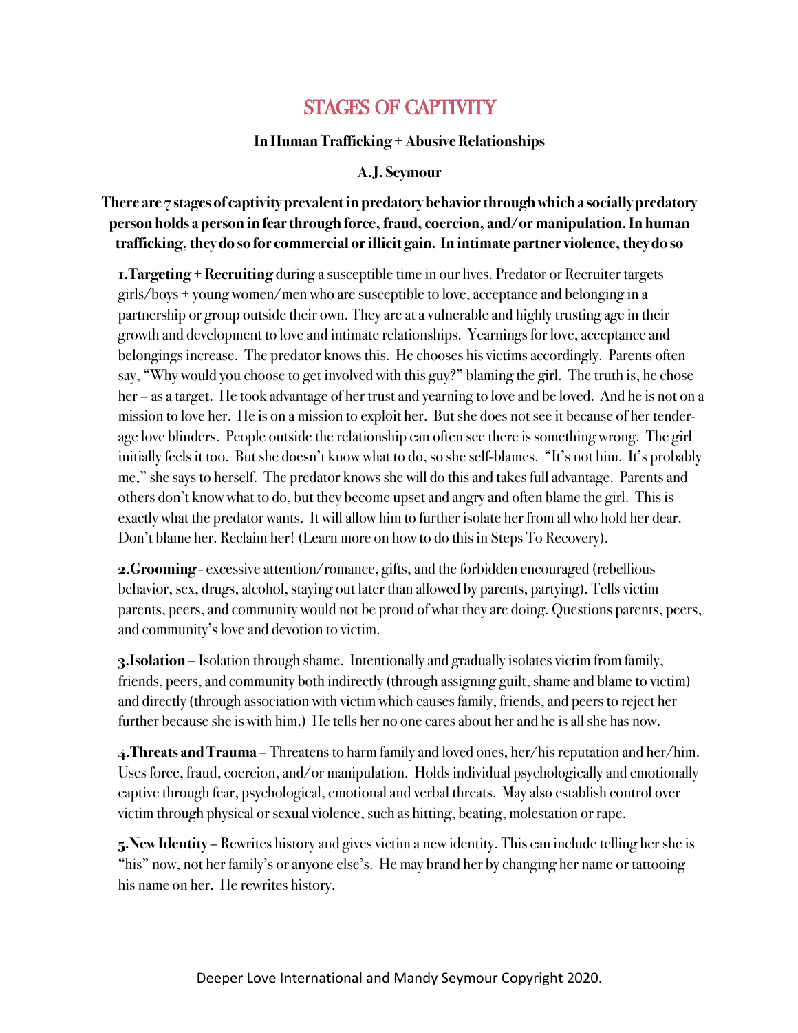# STAGES OF CAPTIVITY

**In Human Trafficking + Abusive Relationships**

**A.J. Seymour**

**There are 7 stages of captivity prevalent in predatory behavior through which a socially predatory person holds a person in fear through force, fraud, coercion, and/or manipulation. In human trafficking, they do so for commercial or illicit gain. In intimate partner violence, they do so**

1. **Targeting + Recruiting** during a susceptible time in our lives. Predator or Recruiter targets girls/boys + young women/men who are susceptible to love, acceptance and belonging in a partnership or group outside their own. They are at a vulnerable and highly trusting age in their growth and development to love and intimate relationships. Yearnings for love, acceptance and belongings increase. The predator knows this. He chooses his victims accordingly. Parents often say, "Why would you choose to get involved with this guy?" blaming the girl. The truth is, he chose her – as a target. He took advantage of her trust and yearning to love and be loved. And he is not on a mission to love her. He is on a mission to exploit her. But she does not see it because of her tender-age love blinders. People outside the relationship can often see there is something wrong. The girl initially feels it too. But she doesn't know what to do, so she self-blames. "It's not him. It's probably me," she says to herself. The predator knows she will do this and takes full advantage. Parents and others don't know what to do, but they become upset and angry and often blame the girl. This is exactly what the predator wants. It will allow him to further isolate her from all who hold her dear. Don't blame her. Reclaim her! (Learn more on how to do this in Steps To Recovery).

2. **Grooming** - excessive attention/romance, gifts, and the forbidden encouraged (rebellious behavior, sex, drugs, alcohol, staying out later than allowed by parents, partying). Tells victim parents, peers, and community would not be proud of what they are doing. Questions parents, peers, and community's love and devotion to victim.

3. **Isolation** – Isolation through shame. Intentionally and gradually isolates victim from family, friends, peers, and community both indirectly (through assigning guilt, shame and blame to victim) and directly (through association with victim which causes family, friends, and peers to reject her further because she is with him.) He tells her no one cares about her and he is all she has now.

4. **Threats and Trauma** – Threatens to harm family and loved ones, her/his reputation and her/him. Uses force, fraud, coercion, and/or manipulation. Holds individual psychologically and emotionally captive through fear, psychological, emotional and verbal threats. May also establish control over victim through physical or sexual violence, such as hitting, beating, molestation or rape.

5. **New Identity** – Rewrites history and gives victim a new identity. This can include telling her she is "his" now, not her family's or anyone else's. He may brand her by changing her name or tattooing his name on her. He rewrites history.

Deeper Love International and Mandy Seymour Copyright 2020.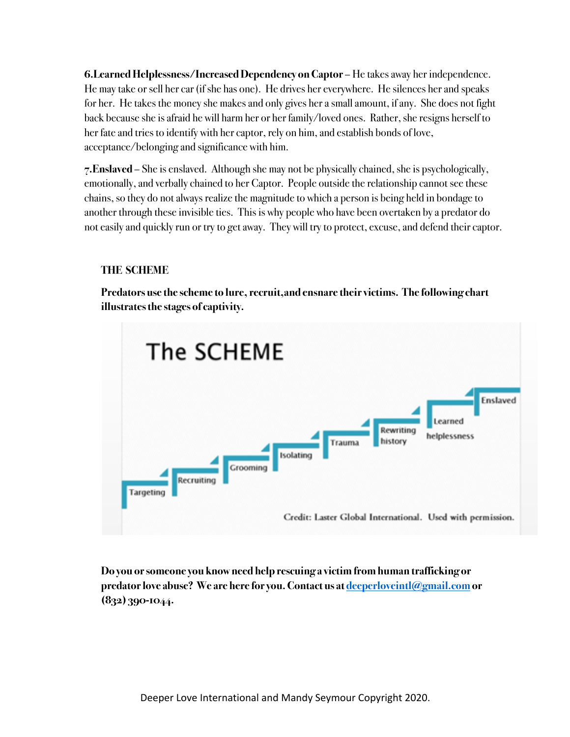**6.Learned Helplessness/Increased Dependency on Captor** – He takes away her independence. He may take or sell her car (if she has one). He drives her everywhere. He silences her and speaks for her. He takes the money she makes and only gives her a small amount, if any. She does not fight back because she is afraid he will harm her or her family/loved ones. Rather, she resigns herself to her fate and tries to identify with her captor, rely on him, and establish bonds of love, acceptance/belonging and significance with him.

**7.Enslaved** – She is enslaved. Although she may not be physically chained, she is psychologically, emotionally, and verbally chained to her Captor. People outside the relationship cannot see these chains, so they do not always realize the magnitude to which a person is being held in bondage to another through these invisible ties. This is why people who have been overtaken by a predator do not easily and quickly run or try to get away. They will try to protect, excuse, and defend their captor.

THE SCHEME

**Predators use the scheme to lure, recruit,and ensnare their victims. The following chart illustrates the stages of captivity.**

The SCHEME

Targeting

Recruiting

Grooming

Isolating

Trauma

Rewriting history

Learned helplessness

Enslaved

Credit: Laster Global International. Used with permission.

**Do you or someone you know need help rescuing a victim from human trafficking or predator love abuse? We are here for you. Contact us at deeperloveintl@gmail.com or (832) 390-1044.**

Deeper Love International and Mandy Seymour Copyright 2020.